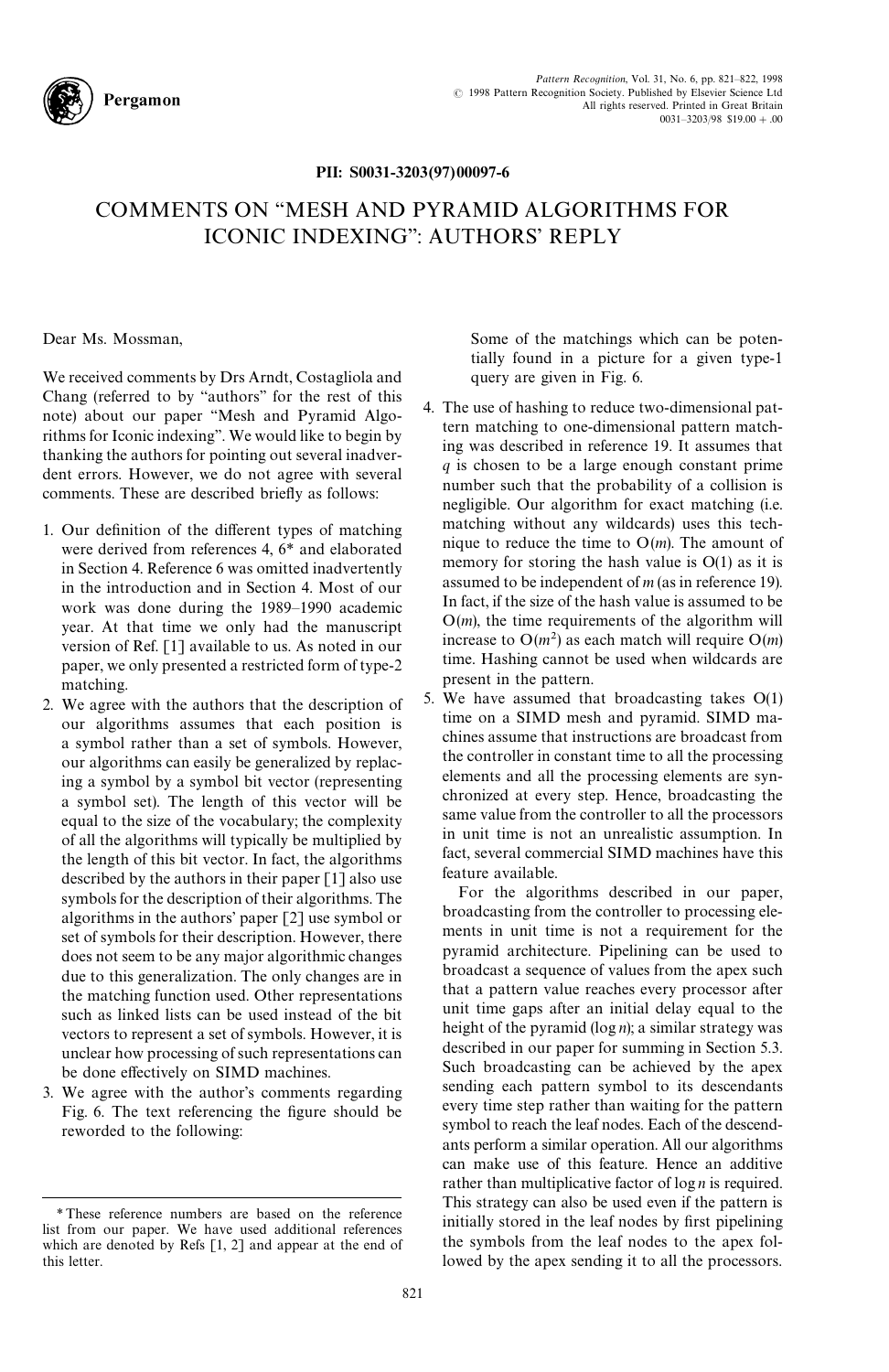PII: S0031-3203(97)00097-6

# COMMENTS ON "MESH AND PYRAMID ALGORITHMS FOR ICONIC INDEXING": AUTHORS' REPLY

Dear Ms. Mossman,

We received comments by Drs Arndt, Costagliola and Chang (referred to by "authors" for the rest of this note) about our paper "Mesh and Pyramid Algorithms for Iconic indexing". We would like to begin by thanking the authors for pointing out several inadvertent errors. However, we do not agree with several comments. These are described briefly as follows:

1. Our definition of the different types of matching were derived from references 4, 6* and elaborated in Section 4. Reference 6 was omitted inadvertently in the introduction and in Section 4. Most of our work was done during the 1989–1990 academic year. At that time we only had the manuscript version of Ref. [1] available to us. As noted in our paper, we only presented a restricted form of type-2 matching.
2. We agree with the authors that the description of our algorithms assumes that each position is a symbol rather than a set of symbols. However, our algorithms can easily be generalized by replacing a symbol by a symbol bit vector (representing a symbol set). The length of this vector will be equal to the size of the vocabulary; the complexity of all the algorithms will typically be multiplied by the length of this bit vector. In fact, the algorithms described by the authors in their paper [1] also use symbols for the description of their algorithms. The algorithms in the authors' paper [2] use symbol or set of symbols for their description. However, there does not seem to be any major algorithmic changes due to this generalization. The only changes are in the matching function used. Other representations such as linked lists can be used instead of the bit vectors to represent a set of symbols. However, it is unclear how processing of such representations can be done effectively on SIMD machines.
3. We agree with the author's comments regarding Fig. 6. The text referencing the figure should be reworded to the following:

   Some of the matchings which can be potentially found in a picture for a given type-1 query are given in Fig. 6.
4. The use of hashing to reduce two-dimensional pattern matching to one-dimensional pattern matching was described in reference 19. It assumes that $q$ is chosen to be a large enough constant prime number such that the probability of a collision is negligible. Our algorithm for exact matching (i.e. matching without any wildcards) uses this technique to reduce the time to $O(m)$. The amount of memory for storing the hash value is $O(1)$ as it is assumed to be independent of $m$ (as in reference 19). In fact, if the size of the hash value is assumed to be $O(m)$, the time requirements of the algorithm will increase to $O(m^2)$ as each match will require $O(m)$ time. Hashing cannot be used when wildcards are present in the pattern.
5. We have assumed that broadcasting takes $O(1)$ time on a SIMD mesh and pyramid. SIMD machines assume that instructions are broadcast from the controller in constant time to all the processing elements and all the processing elements are synchronized at every step. Hence, broadcasting the same value from the controller to all the processors in unit time is not an unrealistic assumption. In fact, several commercial SIMD machines have this feature available.

   For the algorithms described in our paper, broadcasting from the controller to processing elements in unit time is not a requirement for the pyramid architecture. Pipelining can be used to broadcast a sequence of values from the apex such that a pattern value reaches every processor after unit time gaps after an initial delay equal to the height of the pyramid ($\log n$); a similar strategy was described in our paper for summing in Section 5.3. Such broadcasting can be achieved by the apex sending each pattern symbol to its descendants every time step rather than waiting for the pattern symbol to reach the leaf nodes. Each of the descendants perform a similar operation. All our algorithms can make use of this feature. Hence an additive rather than multiplicative factor of $\log n$ is required. This strategy can also be used even if the pattern is initially stored in the leaf nodes by first pipelining the symbols from the leaf nodes to the apex followed by the apex sending it to all the processors.

\* These reference numbers are based on the reference list from our paper. We have used additional references which are denoted by Refs [1, 2] and appear at the end of this letter.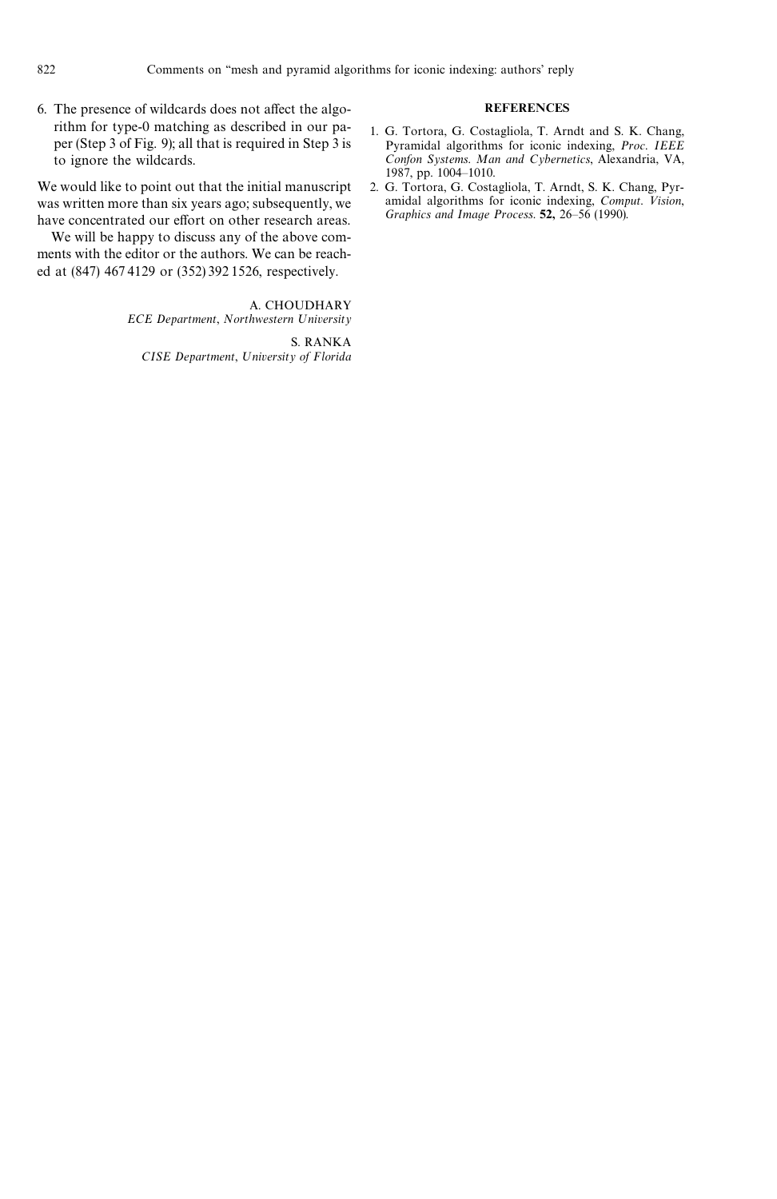6. The presence of wildcards does not affect the algorithm for type-0 matching as described in our paper (Step 3 of Fig. 9); all that is required in Step 3 is to ignore the wildcards.

We would like to point out that the initial manuscript was written more than six years ago; subsequently, we have concentrated our effort on other research areas.

We will be happy to discuss any of the above comments with the editor or the authors. We can be reached at (847) 467 4129 or (352) 392 1526, respectively.

A. CHOUDHARY
*ECE Department, Northwestern University*

S. RANKA
*CISE Department, University of Florida*

## REFERENCES

1. G. Tortora, G. Costagliola, T. Arndt and S. K. Chang, Pyramidal algorithms for iconic indexing, *Proc. IEEE Confon Systems. Man and Cybernetics*, Alexandria, VA, 1987, pp. 1004–1010.
2. G. Tortora, G. Costagliola, T. Arndt, S. K. Chang, Pyramidal algorithms for iconic indexing, *Comput. Vision, Graphics and Image Process.* **52,** 26–56 (1990).